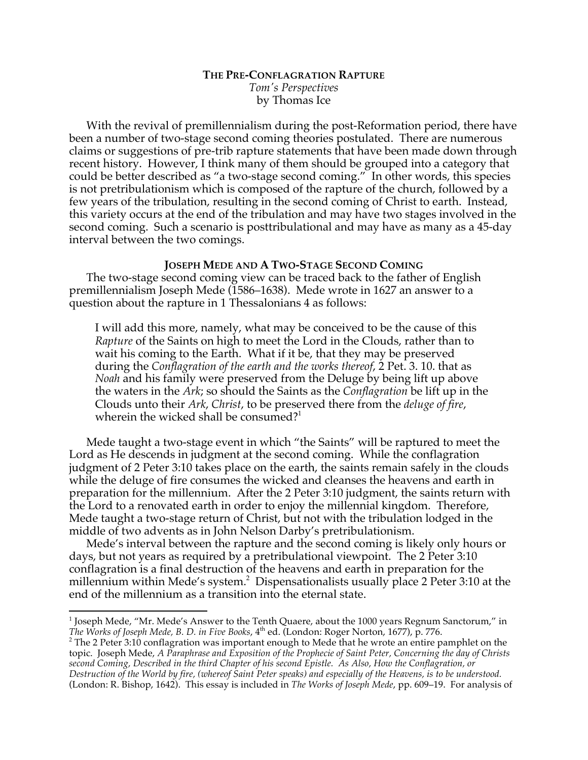# THE PRE-CONFLAGRATION RAPTURE

*Tom's Perspectives*
by Thomas Ice

With the revival of premillennialism during the post-Reformation period, there have been a number of two-stage second coming theories postulated. There are numerous claims or suggestions of pre-trib rapture statements that have been made down through recent history. However, I think many of them should be grouped into a category that could be better described as "a two-stage second coming." In other words, this species is not pretribulationism which is composed of the rapture of the church, followed by a few years of the tribulation, resulting in the second coming of Christ to earth. Instead, this variety occurs at the end of the tribulation and may have two stages involved in the second coming. Such a scenario is posttribulational and may have as many as a 45-day interval between the two comings.

## JOSEPH MEDE AND A TWO-STAGE SECOND COMING

The two-stage second coming view can be traced back to the father of English premillennialism Joseph Mede (1586–1638). Mede wrote in 1627 an answer to a question about the rapture in 1 Thessalonians 4 as follows:

> I will add this more, namely, what may be conceived to be the cause of this *Rapture* of the Saints on high to meet the Lord in the Clouds, rather than to wait his coming to the Earth. What if it be, that they may be preserved during the *Conflagration of the earth and the works thereof*, 2 Pet. 3. 10. that as *Noah* and his family were preserved from the Deluge by being lift up above the waters in the *Ark*; so should the Saints as the *Conflagration* be lift up in the Clouds unto their *Ark*, *Christ*, to be preserved there from the *deluge of fire*, wherein the wicked shall be consumed?[1]

Mede taught a two-stage event in which "the Saints" will be raptured to meet the Lord as He descends in judgment at the second coming. While the conflagration judgment of 2 Peter 3:10 takes place on the earth, the saints remain safely in the clouds while the deluge of fire consumes the wicked and cleanses the heavens and earth in preparation for the millennium. After the 2 Peter 3:10 judgment, the saints return with the Lord to a renovated earth in order to enjoy the millennial kingdom. Therefore, Mede taught a two-stage return of Christ, but not with the tribulation lodged in the middle of two advents as in John Nelson Darby's pretribulationism.

Mede's interval between the rapture and the second coming is likely only hours or days, but not years as required by a pretribulational viewpoint. The 2 Peter 3:10 conflagration is a final destruction of the heavens and earth in preparation for the millennium within Mede's system.[2] Dispensationalists usually place 2 Peter 3:10 at the end of the millennium as a transition into the eternal state.

---

[1] Joseph Mede, "Mr. Mede's Answer to the Tenth Quaere, about the 1000 years Regnum Sanctorum," in *The Works of Joseph Mede, B. D. in Five Books*, 4th ed. (London: Roger Norton, 1677), p. 776.

[2] The 2 Peter 3:10 conflagration was important enough to Mede that he wrote an entire pamphlet on the topic. Joseph Mede, *A Paraphrase and Exposition of the Prophecie of Saint Peter, Concerning the day of Christs second Coming, Described in the third Chapter of his second Epistle. As Also, How the Conflagration, or Destruction of the World by fire, (whereof Saint Peter speaks) and especially of the Heavens, is to be understood.* (London: R. Bishop, 1642). This essay is included in *The Works of Joseph Mede*, pp. 609–19. For analysis of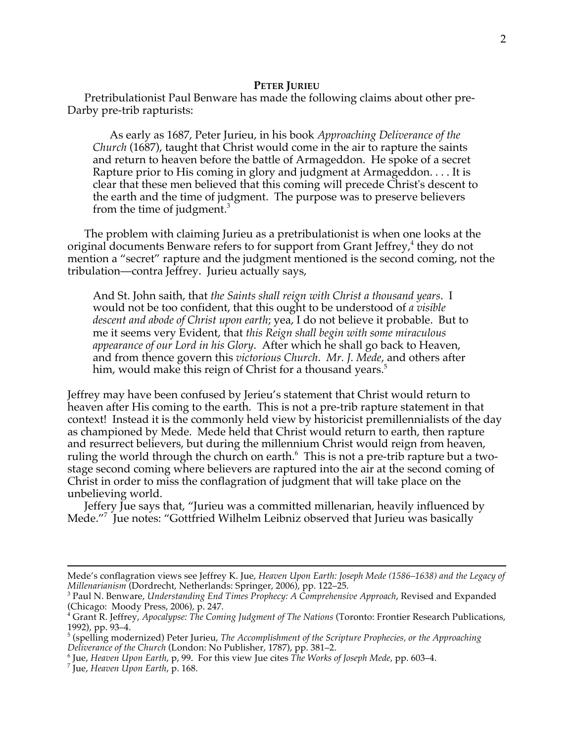## **Peter Jurieu**

Pretribulationist Paul Benware has made the following claims about other pre-Darby pre-trib rapturists:

> As early as 1687, Peter Jurieu, in his book *Approaching Deliverance of the Church* (1687), taught that Christ would come in the air to rapture the saints and return to heaven before the battle of Armageddon. He spoke of a secret Rapture prior to His coming in glory and judgment at Armageddon. . . . It is clear that these men believed that this coming will precede Christ's descent to the earth and the time of judgment. The purpose was to preserve believers from the time of judgment.[3]

The problem with claiming Jurieu as a pretribulationist is when one looks at the original documents Benware refers to for support from Grant Jeffrey,[4] they do not mention a "secret" rapture and the judgment mentioned is the second coming, not the tribulation—contra Jeffrey. Jurieu actually says,

> And St. John saith, that *the Saints shall reign with Christ a thousand years*. I would not be too confident, that this ought to be understood of *a visible descent and abode of Christ upon earth*; yea, I do not believe it probable. But to me it seems very Evident, that *this Reign shall begin with some miraculous appearance of our Lord in his Glory*. After which he shall go back to Heaven, and from thence govern this *victorious Church*. *Mr. J. Mede*, and others after him, would make this reign of Christ for a thousand years.[5]

Jeffrey may have been confused by Jerieu's statement that Christ would return to heaven after His coming to the earth. This is not a pre-trib rapture statement in that context! Instead it is the commonly held view by historicist premillennialists of the day as championed by Mede. Mede held that Christ would return to earth, then rapture and resurrect believers, but during the millennium Christ would reign from heaven, ruling the world through the church on earth.[6] This is not a pre-trib rapture but a two-stage second coming where believers are raptured into the air at the second coming of Christ in order to miss the conflagration of judgment that will take place on the unbelieving world.

Jeffery Jue says that, "Jurieu was a committed millenarian, heavily influenced by Mede."[7] Jue notes: "Gottfried Wilhelm Leibniz observed that Jurieu was basically

---

Mede's conflagration views see Jeffrey K. Jue, *Heaven Upon Earth: Joseph Mede (1586–1638) and the Legacy of Millenarianism* (Dordrecht, Netherlands: Springer, 2006), pp. 122–25.

[3] Paul N. Benware, *Understanding End Times Prophecy: A Comprehensive Approach*, Revised and Expanded (Chicago: Moody Press, 2006), p. 247.

[4] Grant R. Jeffrey, *Apocalypse: The Coming Judgment of The Nations* (Toronto: Frontier Research Publications, 1992), pp. 93–4.

[5] (spelling modernized) Peter Jurieu, *The Accomplishment of the Scripture Prophecies, or the Approaching Deliverance of the Church* (London: No Publisher, 1787), pp. 381–2.

[6] Jue, *Heaven Upon Earth*, p, 99. For this view Jue cites *The Works of Joseph Mede*, pp. 603–4.

[7] Jue, *Heaven Upon Earth*, p. 168.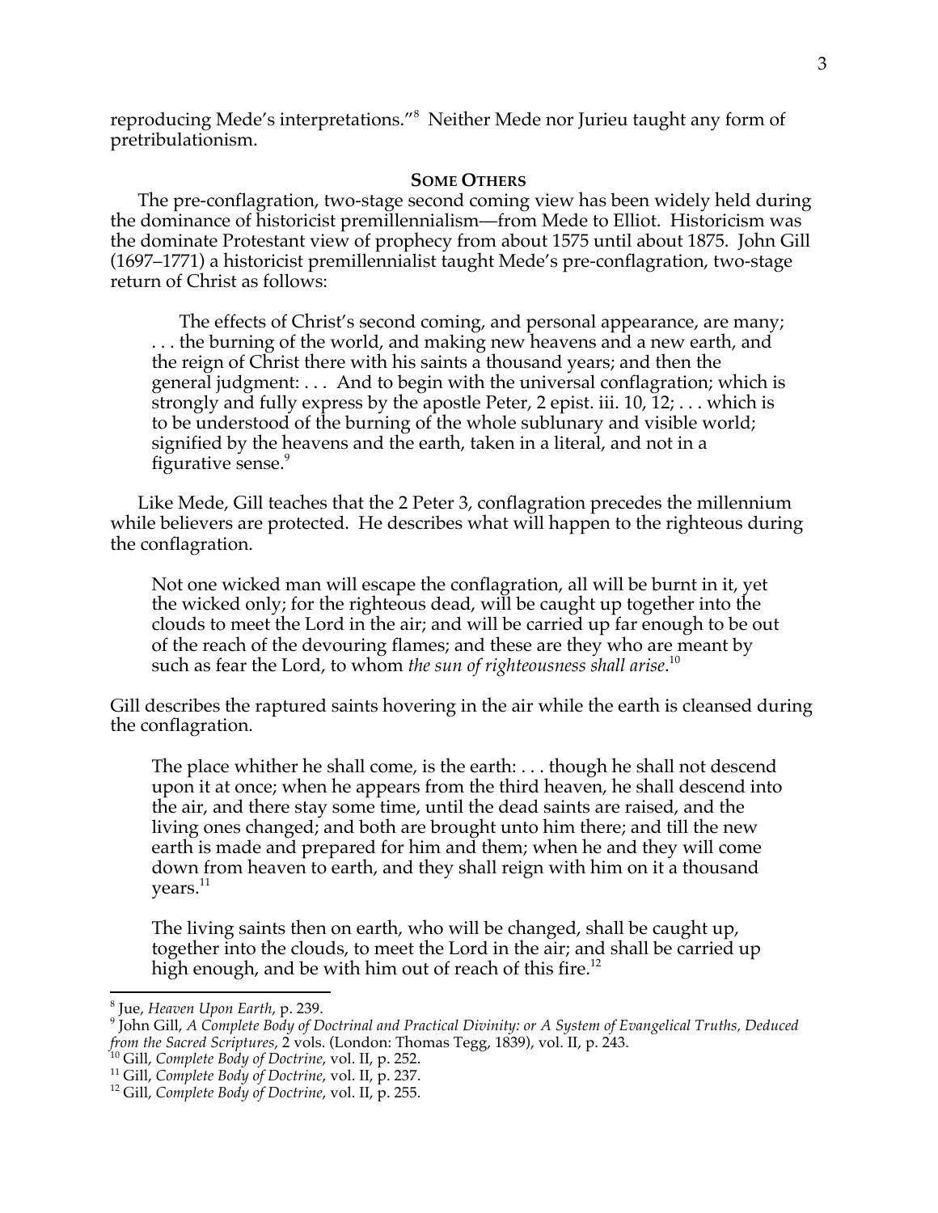reproducing Mede's interpretations."[8] Neither Mede nor Jurieu taught any form of pretribulationism.

## SOME OTHERS

The pre-conflagration, two-stage second coming view has been widely held during the dominance of historicist premillennialism—from Mede to Elliot. Historicism was the dominate Protestant view of prophecy from about 1575 until about 1875. John Gill (1697–1771) a historicist premillennialist taught Mede's pre-conflagration, two-stage return of Christ as follows:

> The effects of Christ's second coming, and personal appearance, are many; . . . the burning of the world, and making new heavens and a new earth, and the reign of Christ there with his saints a thousand years; and then the general judgment: . . . And to begin with the universal conflagration; which is strongly and fully express by the apostle Peter, 2 epist. iii. 10, 12; . . . which is to be understood of the burning of the whole sublunary and visible world; signified by the heavens and the earth, taken in a literal, and not in a figurative sense.[9]

Like Mede, Gill teaches that the 2 Peter 3, conflagration precedes the millennium while believers are protected. He describes what will happen to the righteous during the conflagration.

> Not one wicked man will escape the conflagration, all will be burnt in it, yet the wicked only; for the righteous dead, will be caught up together into the clouds to meet the Lord in the air; and will be carried up far enough to be out of the reach of the devouring flames; and these are they who are meant by such as fear the Lord, to whom *the sun of righteousness shall arise*.[10]

Gill describes the raptured saints hovering in the air while the earth is cleansed during the conflagration.

> The place whither he shall come, is the earth: . . . though he shall not descend upon it at once; when he appears from the third heaven, he shall descend into the air, and there stay some time, until the dead saints are raised, and the living ones changed; and both are brought unto him there; and till the new earth is made and prepared for him and them; when he and they will come down from heaven to earth, and they shall reign with him on it a thousand years.[11]

> The living saints then on earth, who will be changed, shall be caught up, together into the clouds, to meet the Lord in the air; and shall be carried up high enough, and be with him out of reach of this fire.[12]

---

[8] Jue, *Heaven Upon Earth*, p. 239.

[9] John Gill, *A Complete Body of Doctrinal and Practical Divinity: or A System of Evangelical Truths, Deduced from the Sacred Scriptures*, 2 vols. (London: Thomas Tegg, 1839), vol. II, p. 243.

[10] Gill, *Complete Body of Doctrine*, vol. II, p. 252.

[11] Gill, *Complete Body of Doctrine*, vol. II, p. 237.

[12] Gill, *Complete Body of Doctrine*, vol. II, p. 255.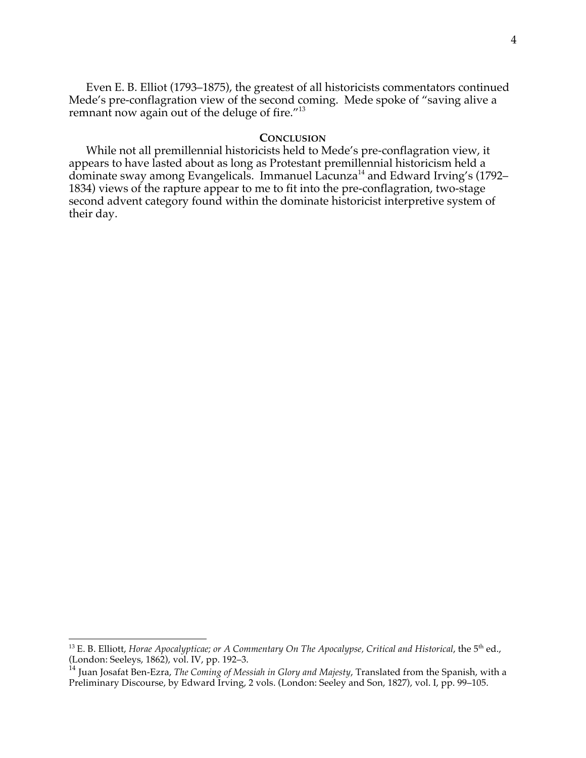Even E. B. Elliot (1793–1875), the greatest of all historicists commentators continued Mede's pre-conflagration view of the second coming. Mede spoke of "saving alive a remnant now again out of the deluge of fire."[13]

## CONCLUSION

While not all premillennial historicists held to Mede's pre-conflagration view, it appears to have lasted about as long as Protestant premillennial historicism held a dominate sway among Evangelicals. Immanuel Lacunza[14] and Edward Irving's (1792–1834) views of the rapture appear to me to fit into the pre-conflagration, two-stage second advent category found within the dominate historicist interpretive system of their day.

---

[13] E. B. Elliott, *Horae Apocalypticae; or A Commentary On The Apocalypse, Critical and Historical*, the 5th ed., (London: Seeleys, 1862), vol. IV, pp. 192–3.

[14] Juan Josafat Ben-Ezra, *The Coming of Messiah in Glory and Majesty*, Translated from the Spanish, with a Preliminary Discourse, by Edward Irving, 2 vols. (London: Seeley and Son, 1827), vol. I, pp. 99–105.